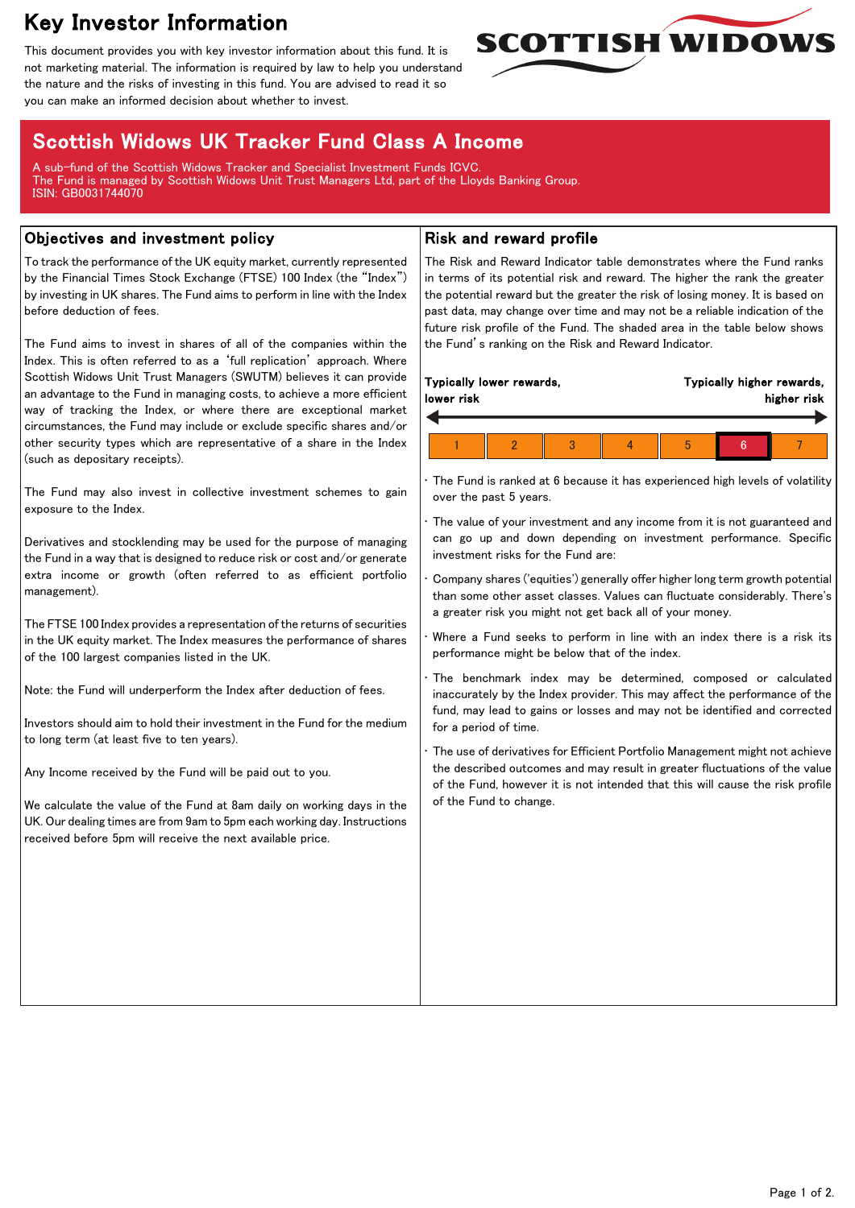# Key Investor Information

This document provides you with key investor information about this fund. It is not marketing material. The information is required by law to help you understand the nature and the risks of investing in this fund. You are advised to read it so you can make an informed decision about whether to invest.

## Scottish Widows UK Tracker Fund Class A Income

A sub-fund of the Scottish Widows Tracker and Specialist Investment Funds ICVC.
The Fund is managed by Scottish Widows Unit Trust Managers Ltd, part of the Lloyds Banking Group.
ISIN: GB0031744070

### Objectives and investment policy

To track the performance of the UK equity market, currently represented by the Financial Times Stock Exchange (FTSE) 100 Index (the "Index") by investing in UK shares. The Fund aims to perform in line with the Index before deduction of fees.

The Fund aims to invest in shares of all of the companies within the Index. This is often referred to as a 'full replication' approach. Where Scottish Widows Unit Trust Managers (SWUTM) believes it can provide an advantage to the Fund in managing costs, to achieve a more efficient way of tracking the Index, or where there are exceptional market circumstances, the Fund may include or exclude specific shares and/or other security types which are representative of a share in the Index (such as depositary receipts).

The Fund may also invest in collective investment schemes to gain exposure to the Index.

Derivatives and stocklending may be used for the purpose of managing the Fund in a way that is designed to reduce risk or cost and/or generate extra income or growth (often referred to as efficient portfolio management).

The FTSE 100 Index provides a representation of the returns of securities in the UK equity market. The Index measures the performance of shares of the 100 largest companies listed in the UK.

Note: the Fund will underperform the Index after deduction of fees.

Investors should aim to hold their investment in the Fund for the medium to long term (at least five to ten years).

Any Income received by the Fund will be paid out to you.

We calculate the value of the Fund at 8am daily on working days in the UK. Our dealing times are from 9am to 5pm each working day. Instructions received before 5pm will receive the next available price.

### Risk and reward profile

The Risk and Reward Indicator table demonstrates where the Fund ranks in terms of its potential risk and reward. The higher the rank the greater the potential reward but the greater the risk of losing money. It is based on past data, may change over time and may not be a reliable indication of the future risk profile of the Fund. The shaded area in the table below shows the Fund's ranking on the Risk and Reward Indicator.

**Typically lower rewards, lower risk** ← → **Typically higher rewards, higher risk**

| 1 | 2 | 3 | 4 | 5 | **6** | 7 |
|---|---|---|---|---|---|---|

- The Fund is ranked at 6 because it has experienced high levels of volatility over the past 5 years.
- The value of your investment and any income from it is not guaranteed and can go up and down depending on investment performance. Specific investment risks for the Fund are:
- Company shares ('equities') generally offer higher long term growth potential than some other asset classes. Values can fluctuate considerably. There's a greater risk you might not get back all of your money.
- Where a Fund seeks to perform in line with an index there is a risk its performance might be below that of the index.
- The benchmark index may be determined, composed or calculated inaccurately by the Index provider. This may affect the performance of the fund, may lead to gains or losses and may not be identified and corrected for a period of time.
- The use of derivatives for Efficient Portfolio Management might not achieve the described outcomes and may result in greater fluctuations of the value of the Fund, however it is not intended that this will cause the risk profile of the Fund to change.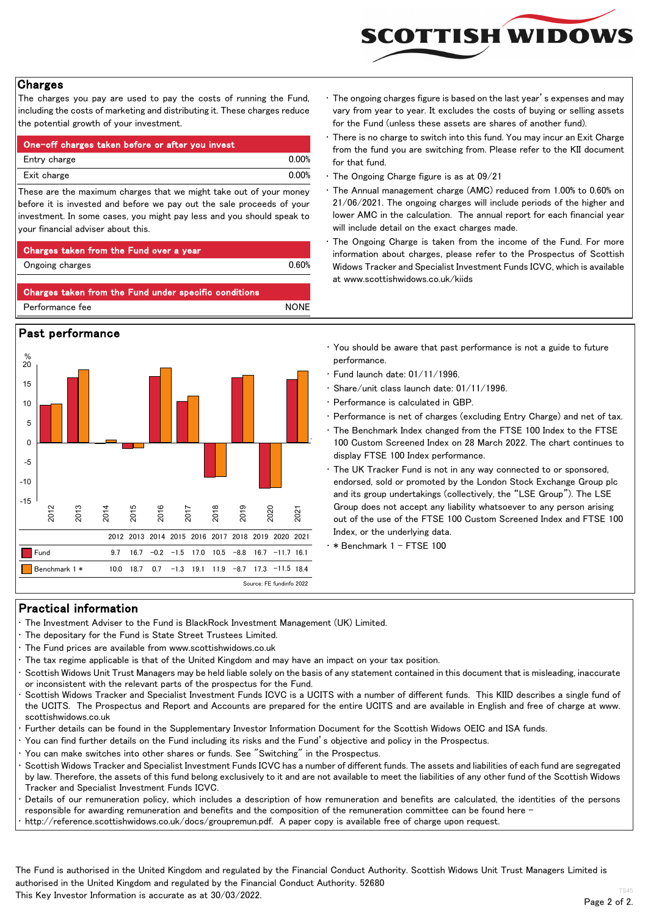## Charges

The charges you pay are used to pay the costs of running the Fund, including the costs of marketing and distributing it. These charges reduce the potential growth of your investment.

| One-off charges taken before or after you invest | |
|---|---|
| Entry charge | 0.00% |
| Exit charge | 0.00% |

These are the maximum charges that we might take out of your money before it is invested and before we pay out the sale proceeds of your investment. In some cases, you might pay less and you should speak to your financial adviser about this.

| Charges taken from the Fund over a year | |
|---|---|
| Ongoing charges | 0.60% |

| Charges taken from the Fund under specific conditions | |
|---|---|
| Performance fee | NONE |

- The ongoing charges figure is based on the last year's expenses and may vary from year to year. It excludes the costs of buying or selling assets for the Fund (unless these assets are shares of another fund).
- There is no charge to switch into this fund. You may incur an Exit Charge from the fund you are switching from. Please refer to the KII document for that fund.
- The Ongoing Charge figure is as at 09/21
- The Annual management charge (AMC) reduced from 1.00% to 0.60% on 21/06/2021. The ongoing charges will include periods of the higher and lower AMC in the calculation. The annual report for each financial year will include detail on the exact charges made.
- The Ongoing Charge is taken from the income of the Fund. For more information about charges, please refer to the Prospectus of Scottish Widows Tracker and Specialist Investment Funds ICVC, which is available at www.scottishwidows.co.uk/kiids

## Past performance

%
20
15
10
5
0
-5
-10
-15

2012 2013 2014 2015 2016 2017 2018 2019 2020 2021

| | 2012 | 2013 | 2014 | 2015 | 2016 | 2017 | 2018 | 2019 | 2020 | 2021 |
|---|---|---|---|---|---|---|---|---|---|---|
| Fund | 9.7 | 16.7 | −0.2 | −1.5 | 17.0 | 10.5 | −8.8 | 16.7 | −11.7 | 16.1 |
| Benchmark 1 * | 10.0 | 18.7 | 0.7 | −1.3 | 19.1 | 11.9 | −8.7 | 17.3 | −11.5 | 18.4 |

Source: FE fundinfo 2022

- You should be aware that past performance is not a guide to future performance.
- Fund launch date: 01/11/1996.
- Share/unit class launch date: 01/11/1996.
- Performance is calculated in GBP.
- Performance is net of charges (excluding Entry Charge) and net of tax.
- The Benchmark Index changed from the FTSE 100 Index to the FTSE 100 Custom Screened Index on 28 March 2022. The chart continues to display FTSE 100 Index performance.
- The UK Tracker Fund is not in any way connected to or sponsored, endorsed, sold or promoted by the London Stock Exchange Group plc and its group undertakings (collectively, the "LSE Group"). The LSE Group does not accept any liability whatsoever to any person arising out of the use of the FTSE 100 Custom Screened Index and FTSE 100 Index, or the underlying data.
- * Benchmark 1 − FTSE 100

## Practical information

- The Investment Adviser to the Fund is BlackRock Investment Management (UK) Limited.
- The depositary for the Fund is State Street Trustees Limited.
- The Fund prices are available from www.scottishwidows.co.uk
- The tax regime applicable is that of the United Kingdom and may have an impact on your tax position.
- Scottish Widows Unit Trust Managers may be held liable solely on the basis of any statement contained in this document that is misleading, inaccurate or inconsistent with the relevant parts of the prospectus for the Fund.
- Scottish Widows Tracker and Specialist Investment Funds ICVC is a UCITS with a number of different funds. This KIID describes a single fund of the UCITS. The Prospectus and Report and Accounts are prepared for the entire UCITS and are available in English and free of charge at www.scottishwidows.co.uk
- Further details can be found in the Supplementary Investor Information Document for the Scottish Widows OEIC and ISA funds.
- You can find further details on the Fund including its risks and the Fund's objective and policy in the Prospectus.
- You can make switches into other shares or funds. See "Switching" in the Prospectus.
- Scottish Widows Tracker and Specialist Investment Funds ICVC has a number of different funds. The assets and liabilities of each fund are segregated by law. Therefore, the assets of this fund belong exclusively to it and are not available to meet the liabilities of any other fund of the Scottish Widows Tracker and Specialist Investment Funds ICVC.
- Details of our remuneration policy, which includes a description of how remuneration and benefits are calculated, the identities of the persons responsible for awarding remuneration and benefits and the composition of the remuneration committee can be found here −
- http://reference.scottishwidows.co.uk/docs/groupremun.pdf. A paper copy is available free of charge upon request.

The Fund is authorised in the United Kingdom and regulated by the Financial Conduct Authority. Scottish Widows Unit Trust Managers Limited is authorised in the United Kingdom and regulated by the Financial Conduct Authority. 52680
This Key Investor Information is accurate as at 30/03/2022.